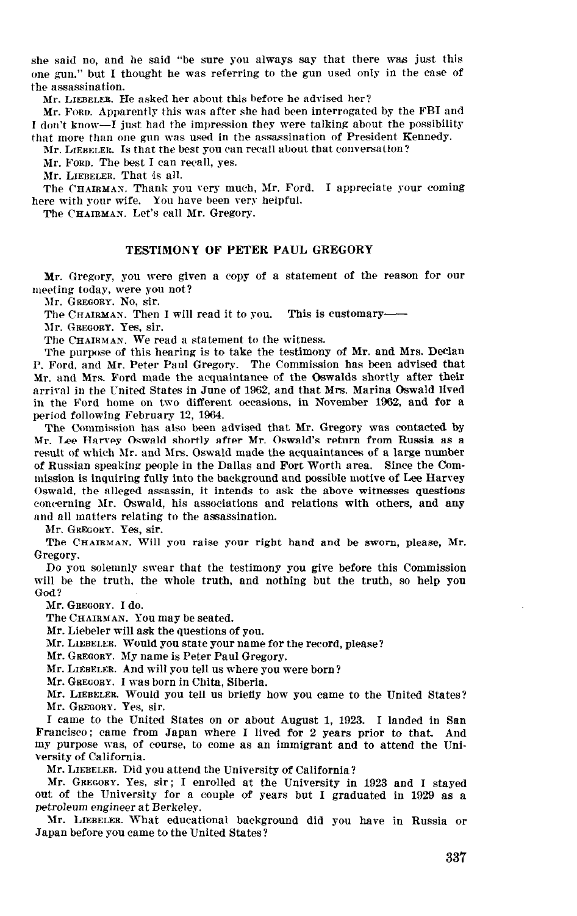she said no, and he said "be sure you always say that there was just this one gun," but I thought he was referring to the gun used only in the case of the assassination.

Mr. LIEBELER. He asked her about this before he advised her?

Mr. FORD. Apparently this was after she had been interrogated by the FBI and I don't know—I just had the impression they were talking about the possibility that more than one gun was used in the assassination of President Kennedy.

Mr. LIEBELER. Is that the best you can recall about that conversation?

Mr. FORD. The best I can recall, yes.

Mr. LIEBELER. That is all.

The CHAIRMAN. Thank you very much, Mr. Ford. I appreciate your coming here with your wife. You have been very helpful.

The CHAIRMAN. Let's call Mr. Gregory.

## TESTIMONY OF PETER PAUL GREGORY

Mr. Gregory, you were given a copy of a statement of the reason for our meeting today, were you not?

Mr. GREGORY. No, sir.

The CHAIRMAN. Then I will read it to you. This is customary——

Mr. GREGORY. Yes, sir.

The CHAIRMAN. We read a statement to the witness.

The purpose of this hearing is to take the testimony of Mr. and Mrs. Declan P. Ford, and Mr. Peter Paul Gregory. The Commission has been advised that Mr. and Mrs. Ford made the acquaintance of the Oswalds shortly after their arrival in the United States in June of 1962, and that Mrs. Marina Oswald lived in the Ford home on two different occasions, in November 1962, and for a period following February 12, 1964.

The Commission has also been advised that Mr. Gregory was contacted by Mr. Lee Harvey Oswald shortly after Mr. Oswald's return from Russia as a result of which Mr. and Mrs. Oswald made the acquaintances of a large number of Russian speaking people in the Dallas and Fort Worth area. Since the Commission is inquiring fully into the background and possible motive of Lee Harvey Oswald, the alleged assassin, it intends to ask the above witnesses questions concerning Mr. Oswald, his associations and relations with others, and any and all matters relating to the assassination.

Mr. GREGORY. Yes, sir.

The CHAIRMAN. Will you raise your right hand and be sworn, please, Mr. Gregory.

Do you solemnly swear that the testimony you give before this Commission will be the truth, the whole truth, and nothing but the truth, so help you God?

Mr. GREGORY. I do.

The CHAIRMAN. You may be seated.

Mr. Liebeler will ask the questions of you.

Mr. LIEBELER. Would you state your name for the record, please?

Mr. GREGORY. My name is Peter Paul Gregory.

Mr. LIEBELER. And will you tell us where you were born?

Mr. GREGORY. I was born in Chita, Siberia.

Mr. LIEBELER. Would you tell us briefly how you came to the United States?

Mr. GREGORY. Yes, sir.

I came to the United States on or about August 1, 1923. I landed in San Francisco; came from Japan where I lived for 2 years prior to that. And my purpose was, of course, to come as an immigrant and to attend the University of California.

Mr. LIEBELER. Did you attend the University of California?

Mr. GREGORY. Yes, sir; I enrolled at the University in 1923 and I stayed out of the University for a couple of years but I graduated in 1929 as a petroleum engineer at Berkeley.

Mr. LIEBELER. What educational background did you have in Russia or Japan before you came to the United States?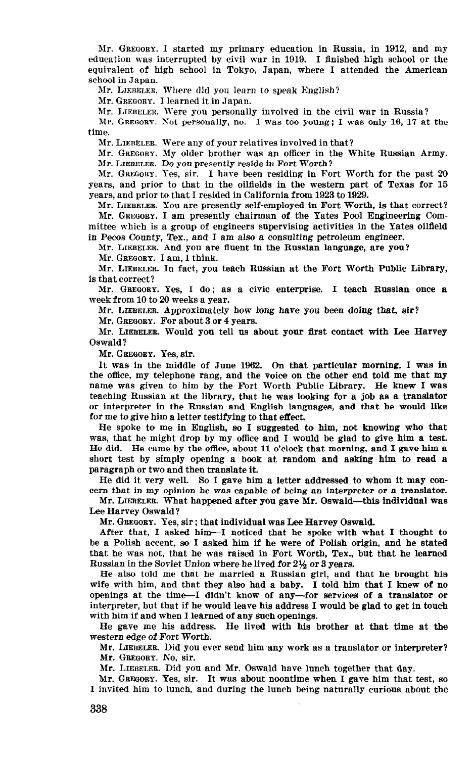Mr. GREGORY. I started my primary education in Russia, in 1912, and my education was interrupted by civil war in 1919. I finished high school or the equivalent of high school in Tokyo, Japan, where I attended the American school in Japan.

Mr. LIEBELER. Where did you learn to speak English?

Mr. GREGORY. I learned it in Japan.

Mr. LIEBELER. Were you personally involved in the civil war in Russia?

Mr. GREGORY. Not personally, no. I was too young; I was only 16, 17 at the time.

Mr. LIEBELER. Were any of your relatives involved in that?

Mr. GREGORY. My older brother was an officer in the White Russian Army.

Mr. LIEBELER. Do you presently reside in Fort Worth?

Mr. GREGORY. Yes, sir. I have been residing in Fort Worth for the past 20 years, and prior to that in the oilfields in the western part of Texas for 15 years, and prior to that I resided in California from 1923 to 1929.

Mr. LIEBELER. You are presently self-employed in Fort Worth, is that correct?

Mr. GREGORY. I am presently chairman of the Yates Pool Engineering Committee which is a group of engineers supervising activities in the Yates oilfield in Pecos County, Tex., and I am also a consulting petroleum engineer.

Mr. LIEBELER. And you are fluent in the Russian language, are you?

Mr. GREGORY. I am, I think.

Mr. LIEBELER. In fact, you teach Russian at the Fort Worth Public Library, is that correct?

Mr. GREGORY. Yes, I do; as a civic enterprise. I teach Russian once a week from 10 to 20 weeks a year.

Mr. LIEBELER. Approximately how long have you been doing that, sir?

Mr. GREGORY. For about 3 or 4 years.

Mr. LIEBELER. Would you tell us about your first contact with Lee Harvey Oswald?

Mr. GREGORY. Yes, sir.

It was in the middle of June 1962. On that particular morning, I was in the office, my telephone rang, and the voice on the other end told me that my name was given to him by the Fort Worth Public Library. He knew I was teaching Russian at the library, that he was looking for a job as a translator or interpreter in the Russian and English languages, and that he would like for me to give him a letter testifying to that effect.

He spoke to me in English, so I suggested to him, not knowing who that was, that he might drop by my office and I would be glad to give him a test. He did. He came by the office, about 11 o'clock that morning, and I gave him a short test by simply opening a book at random and asking him to read a paragraph or two and then translate it.

He did it very well. So I gave him a letter addressed to whom it may concern that in my opinion he was capable of being an interpreter or a translator.

Mr. LIEBELER. What happened after you gave Mr. Oswald—this individual was Lee Harvey Oswald?

Mr. GREGORY. Yes, sir; that individual was Lee Harvey Oswald.

After that, I asked him—I noticed that he spoke with what I thought to be a Polish accent, so I asked him if he were of Polish origin, and he stated that he was not, that he was raised in Fort Worth, Tex., but that he learned Russian in the Soviet Union where he lived for 2½ or 3 years.

He also told me that he married a Russian girl, and that he brought his wife with him, and that they also had a baby. I told him that I knew of no openings at the time—I didn't know of any—for services of a translator or interpreter, but that if he would leave his address I would be glad to get in touch with him if and when I learned of any such openings.

He gave me his address. He lived with his brother at that time at the western edge of Fort Worth.

Mr. LIEBELER. Did you ever send him any work as a translator or interpreter?

Mr. GREGORY. No, sir.

Mr. LIEBELER. Did you and Mr. Oswald have lunch together that day.

Mr. GREGORY. Yes, sir. It was about noontime when I gave him that test, so I invited him to lunch, and during the lunch being naturally curious about the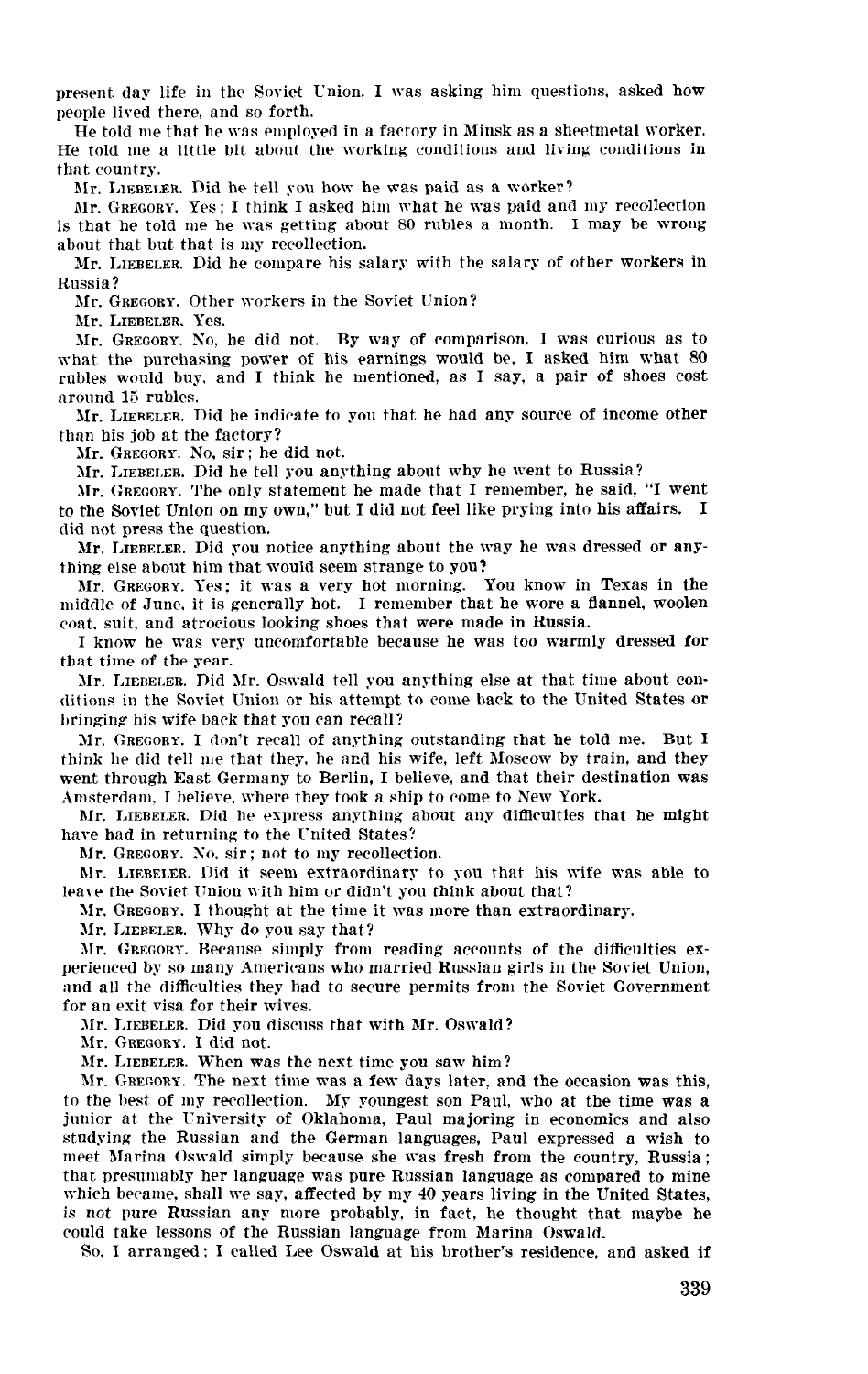present day life in the Soviet Union, I was asking him questions, asked how people lived there, and so forth.

He told me that he was employed in a factory in Minsk as a sheetmetal worker. He told me a little bit about the working conditions and living conditions in that country.

Mr. LIEBELER. Did he tell you how he was paid as a worker?

Mr. GREGORY. Yes; I think I asked him what he was paid and my recollection is that he told me he was getting about 80 rubles a month. I may be wrong about that but that is my recollection.

Mr. LIEBELER. Did he compare his salary with the salary of other workers in Russia?

Mr. GREGORY. Other workers in the Soviet Union?

Mr. LIEBELER. Yes.

Mr. GREGORY. No, he did not. By way of comparison, I was curious as to what the purchasing power of his earnings would be, I asked him what 80 rubles would buy, and I think he mentioned, as I say, a pair of shoes cost around 15 rubles.

Mr. LIEBELER. Did he indicate to you that he had any source of income other than his job at the factory?

Mr. GREGORY. No, sir; he did not.

Mr. LIEBELER. Did he tell you anything about why he went to Russia?

Mr. GREGORY. The only statement he made that I remember, he said, "I went to the Soviet Union on my own," but I did not feel like prying into his affairs. I did not press the question.

Mr. LIEBELER. Did you notice anything about the way he was dressed or anything else about him that would seem strange to you?

Mr. GREGORY. Yes; it was a very hot morning. You know in Texas in the middle of June, it is generally hot. I remember that he wore a flannel, woolen coat, suit, and atrocious looking shoes that were made in Russia.

I know he was very uncomfortable because he was too warmly dressed for that time of the year.

Mr. LIEBELER. Did Mr. Oswald tell you anything else at that time about conditions in the Soviet Union or his attempt to come back to the United States or bringing his wife back that you can recall?

Mr. GREGORY. I don't recall of anything outstanding that he told me. But I think he did tell me that they, he and his wife, left Moscow by train, and they went through East Germany to Berlin, I believe, and that their destination was Amsterdam, I believe, where they took a ship to come to New York.

Mr. LIEBELER. Did he express anything about any difficulties that he might have had in returning to the United States?

Mr. GREGORY. No, sir; not to my recollection.

Mr. LIEBELER. Did it seem extraordinary to you that his wife was able to leave the Soviet Union with him or didn't you think about that?

Mr. GREGORY. I thought at the time it was more than extraordinary.

Mr. LIEBELER. Why do you say that?

Mr. GREGORY. Because simply from reading accounts of the difficulties experienced by so many Americans who married Russian girls in the Soviet Union, and all the difficulties they had to secure permits from the Soviet Government for an exit visa for their wives.

Mr. LIEBELER. Did you discuss that with Mr. Oswald?

Mr. GREGORY. I did not.

Mr. LIEBELER. When was the next time you saw him?

Mr. GREGORY. The next time was a few days later, and the occasion was this, to the best of my recollection. My youngest son Paul, who at the time was a junior at the University of Oklahoma, Paul majoring in economics and also studying the Russian and the German languages, Paul expressed a wish to meet Marina Oswald simply because she was fresh from the country, Russia; that presumably her language was pure Russian language as compared to mine which became, shall we say, affected by my 40 years living in the United States, is not pure Russian any more probably, in fact, he thought that maybe he could take lessons of the Russian language from Marina Oswald.

So, I arranged; I called Lee Oswald at his brother's residence, and asked if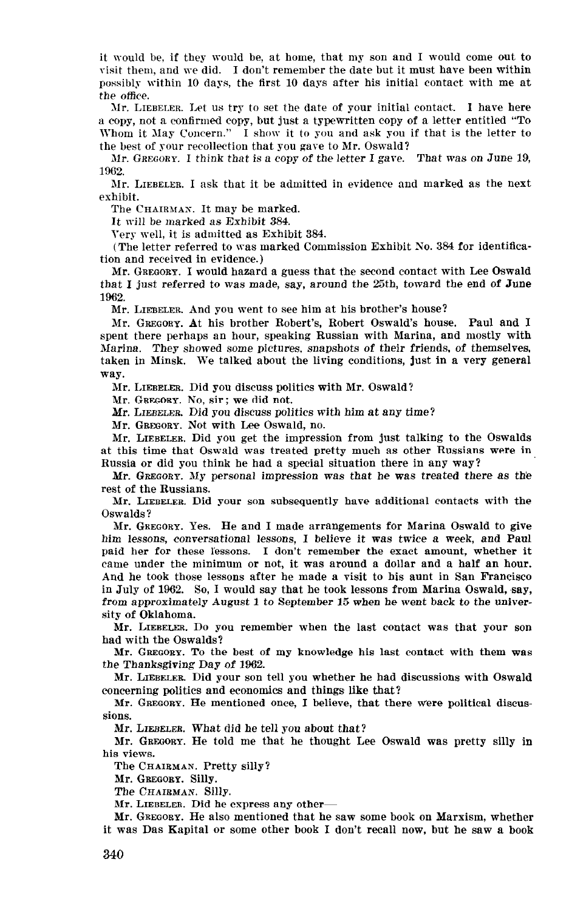it would be, if they would be, at home, that my son and I would come out to visit them, and we did. I don't remember the date but it must have been within possibly within 10 days, the first 10 days after his initial contact with me at the office.

Mr. LIEBELER. Let us try to set the date of your initial contact. I have here a copy, not a confirmed copy, but just a typewritten copy of a letter entitled "To Whom it May Concern." I show it to you and ask you if that is the letter to the best of your recollection that you gave to Mr. Oswald?

Mr. GREGORY. I think that is a copy of the letter I gave. That was on June 19, 1962.

Mr. LIEBELER. I ask that it be admitted in evidence and marked as the next exhibit.

The CHAIRMAN. It may be marked.

It will be marked as Exhibit 384.

Very well, it is admitted as Exhibit 384.

(The letter referred to was marked Commission Exhibit No. 384 for identification and received in evidence.)

Mr. GREGORY. I would hazard a guess that the second contact with Lee Oswald that I just referred to was made, say, around the 25th, toward the end of June 1962.

Mr. LIEBELER. And you went to see him at his brother's house?

Mr. GREGORY. At his brother Robert's, Robert Oswald's house. Paul and I spent there perhaps an hour, speaking Russian with Marina, and mostly with Marina. They showed some pictures, snapshots of their friends, of themselves, taken in Minsk. We talked about the living conditions, just in a very general way.

Mr. LIEBELER. Did you discuss politics with Mr. Oswald?

Mr. GREGORY. No, sir; we did not.

Mr. LIEBELER. Did you discuss politics with him at any time?

Mr. GREGORY. Not with Lee Oswald, no.

Mr. LIEBELER. Did you get the impression from just talking to the Oswalds at this time that Oswald was treated pretty much as other Russians were in Russia or did you think he had a special situation there in any way?

Mr. GREGORY. My personal impression was that he was treated there as the rest of the Russians.

Mr. LIEBELER. Did your son subsequently have additional contacts with the Oswalds?

Mr. GREGORY. Yes. He and I made arrangements for Marina Oswald to give him lessons, conversational lessons, I believe it was twice a week, and Paul paid her for these lessons. I don't remember the exact amount, whether it came under the minimum or not, it was around a dollar and a half an hour. And he took those lessons after he made a visit to his aunt in San Francisco in July of 1962. So, I would say that he took lessons from Marina Oswald, say, from approximately August 1 to September 15 when he went back to the university of Oklahoma.

Mr. LIEBELER. Do you remember when the last contact was that your son had with the Oswalds?

Mr. GREGORY. To the best of my knowledge his last contact with them was the Thanksgiving Day of 1962.

Mr. LIEBELER. Did your son tell you whether he had discussions with Oswald concerning politics and economics and things like that?

Mr. GREGORY. He mentioned once, I believe, that there were political discussions.

Mr. LIEBELER. What did he tell you about that?

Mr. GREGORY. He told me that he thought Lee Oswald was pretty silly in his views.

The CHAIRMAN. Pretty silly?

Mr. GREGORY. Silly.

The CHAIRMAN. Silly.

Mr. LIEBELER. Did he express any other—

Mr. GREGORY. He also mentioned that he saw some book on Marxism, whether it was Das Kapital or some other book I don't recall now, but he saw a book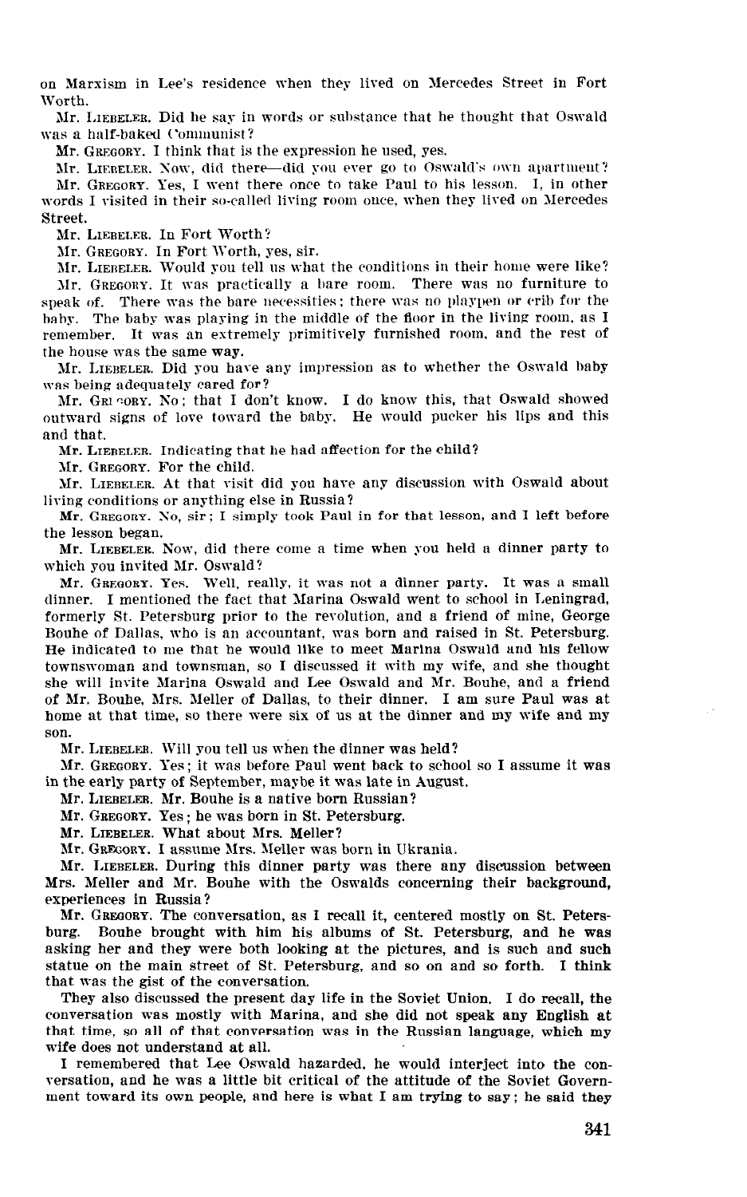on Marxism in Lee's residence when they lived on Mercedes Street in Fort Worth.

Mr. LIEBELER. Did he say in words or substance that he thought that Oswald was a half-baked Communist?

Mr. GREGORY. I think that is the expression he used, yes.

Mr. LIEBELER. Now, did there—did you ever go to Oswald's own apartment?

Mr. GREGORY. Yes, I went there once to take Paul to his lesson. I, in other words I visited in their so-called living room once, when they lived on Mercedes Street.

Mr. LIEBELER. In Fort Worth?

Mr. GREGORY. In Fort Worth, yes, sir.

Mr. LIEBELER. Would you tell us what the conditions in their home were like?

Mr. GREGORY. It was practically a bare room. There was no furniture to speak of. There was the bare necessities; there was no playpen or crib for the baby. The baby was playing in the middle of the floor in the living room, as I remember. It was an extremely primitively furnished room, and the rest of the house was the same way.

Mr. LIEBELER. Did you have any impression as to whether the Oswald baby was being adequately cared for?

Mr. GREGORY. No; that I don't know. I do know this, that Oswald showed outward signs of love toward the baby. He would pucker his lips and this and that.

Mr. LIEBELER. Indicating that he had affection for the child?

Mr. GREGORY. For the child.

Mr. LIEBELER. At that visit did you have any discussion with Oswald about living conditions or anything else in Russia?

Mr. GREGORY. No, sir; I simply took Paul in for that lesson, and I left before the lesson began.

Mr. LIEBELER. Now, did there come a time when you held a dinner party to which you invited Mr. Oswald?

Mr. GREGORY. Yes. Well, really, it was not a dinner party. It was a small dinner. I mentioned the fact that Marina Oswald went to school in Leningrad, formerly St. Petersburg prior to the revolution, and a friend of mine, George Bouhe of Dallas, who is an accountant, was born and raised in St. Petersburg. He indicated to me that he would like to meet Marina Oswald and his fellow townswoman and townsman, so I discussed it with my wife, and she thought she will invite Marina Oswald and Lee Oswald and Mr. Bouhe, and a friend of Mr. Bouhe, Mrs. Meller of Dallas, to their dinner. I am sure Paul was at home at that time, so there were six of us at the dinner and my wife and my son.

Mr. LIEBELER. Will you tell us when the dinner was held?

Mr. GREGORY. Yes; it was before Paul went back to school so I assume it was in the early party of September, maybe it was late in August.

Mr. LIEBELER. Mr. Bouhe is a native born Russian?

Mr. GREGORY. Yes; he was born in St. Petersburg.

Mr. LIEBELER. What about Mrs. Meller?

Mr. GREGORY. I assume Mrs. Meller was born in Ukrania.

Mr. LIEBELER. During this dinner party was there any discussion between Mrs. Meller and Mr. Bouhe with the Oswalds concerning their background, experiences in Russia?

Mr. GREGORY. The conversation, as I recall it, centered mostly on St. Petersburg. Bouhe brought with him his albums of St. Petersburg, and he was asking her and they were both looking at the pictures, and is such and such statue on the main street of St. Petersburg, and so on and so forth. I think that was the gist of the conversation.

They also discussed the present day life in the Soviet Union. I do recall, the conversation was mostly with Marina, and she did not speak any English at that time, so all of that conversation was in the Russian language, which my wife does not understand at all.

I remembered that Lee Oswald hazarded, he would interject into the conversation, and he was a little bit critical of the attitude of the Soviet Government toward its own people, and here is what I am trying to say; he said they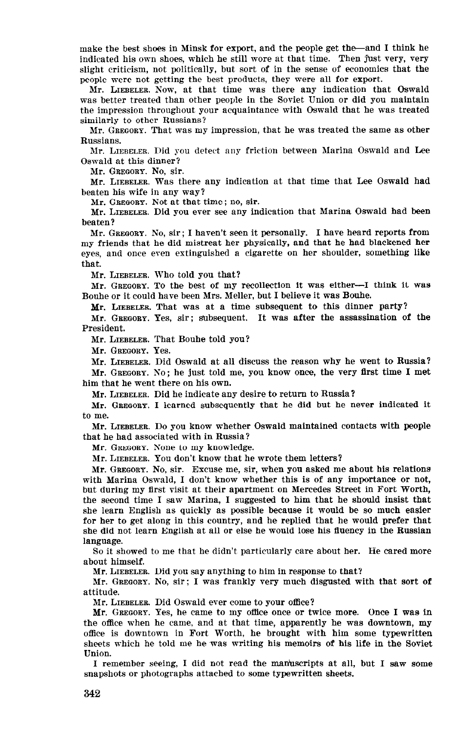make the best shoes in Minsk for export, and the people get the—and I think he indicated his own shoes, which he still wore at that time. Then just very, very slight criticism, not politically, but sort of in the sense of economics that the people were not getting the best products, they were all for export.

Mr. LIEBELER. Now, at that time was there any indication that Oswald was better treated than other people in the Soviet Union or did you maintain the impression throughout your acquaintance with Oswald that he was treated similarly to other Russians?

Mr. GREGORY. That was my impression, that he was treated the same as other Russians.

Mr. LIEBELER. Did you detect any friction between Marina Oswald and Lee Oswald at this dinner?

Mr. GREGORY. No, sir.

Mr. LIEBELER. Was there any indication at that time that Lee Oswald had beaten his wife in any way?

Mr. GREGORY. Not at that time; no, sir.

Mr. LIEBELER. Did you ever see any indication that Marina Oswald had been beaten?

Mr. GREGORY. No, sir; I haven't seen it personally. I have heard reports from my friends that he did mistreat her physically, and that he had blackened her eyes, and once even extinguished a cigarette on her shoulder, something like that.

Mr. LIEBELER. Who told you that?

Mr. GREGORY. To the best of my recollection it was either—I think it was Bouhe or it could have been Mrs. Meller, but I believe it was Bouhe.

Mr. LIEBELER. That was at a time subsequent to this dinner party?

Mr. GREGORY. Yes, sir; subsequent. It was after the assassination of the President.

Mr. LIEBELER. That Bouhe told you?

Mr. GREGORY. Yes.

Mr. LIEBELER. Did Oswald at all discuss the reason why he went to Russia?

Mr. GREGORY. No; he just told me, you know once, the very first time I met him that he went there on his own.

Mr. LIEBELER. Did he indicate any desire to return to Russia?

Mr. GREGORY. I learned subsequently that he did but he never indicated it to me.

Mr. LIEBELER. Do you know whether Oswald maintained contacts with people that he had associated with in Russia?

Mr. GREGORY. None to my knowledge.

Mr. LIEBELER. You don't know that he wrote them letters?

Mr. GREGORY. No, sir. Excuse me, sir, when you asked me about his relations with Marina Oswald, I don't know whether this is of any importance or not, but during my first visit at their apartment on Mercedes Street in Fort Worth, the second time I saw Marina, I suggested to him that he should insist that she learn English as quickly as possible because it would be so much easier for her to get along in this country, and he replied that he would prefer that she did not learn English at all or else he would lose his fluency in the Russian language.

So it showed to me that he didn't particularly care about her. He cared more about himself.

Mr. LIEBELER. Did you say anything to him in response to that?

Mr. GREGORY. No, sir; I was frankly very much disgusted with that sort of attitude.

Mr. LIEBELER. Did Oswald ever come to your office?

Mr. GREGORY. Yes, he came to my office once or twice more. Once I was in the office when he came, and at that time, apparently he was downtown, my office is downtown in Fort Worth, he brought with him some typewritten sheets which he told me he was writing his memoirs of his life in the Soviet Union.

I remember seeing, I did not read the manuscripts at all, but I saw some snapshots or photographs attached to some typewritten sheets.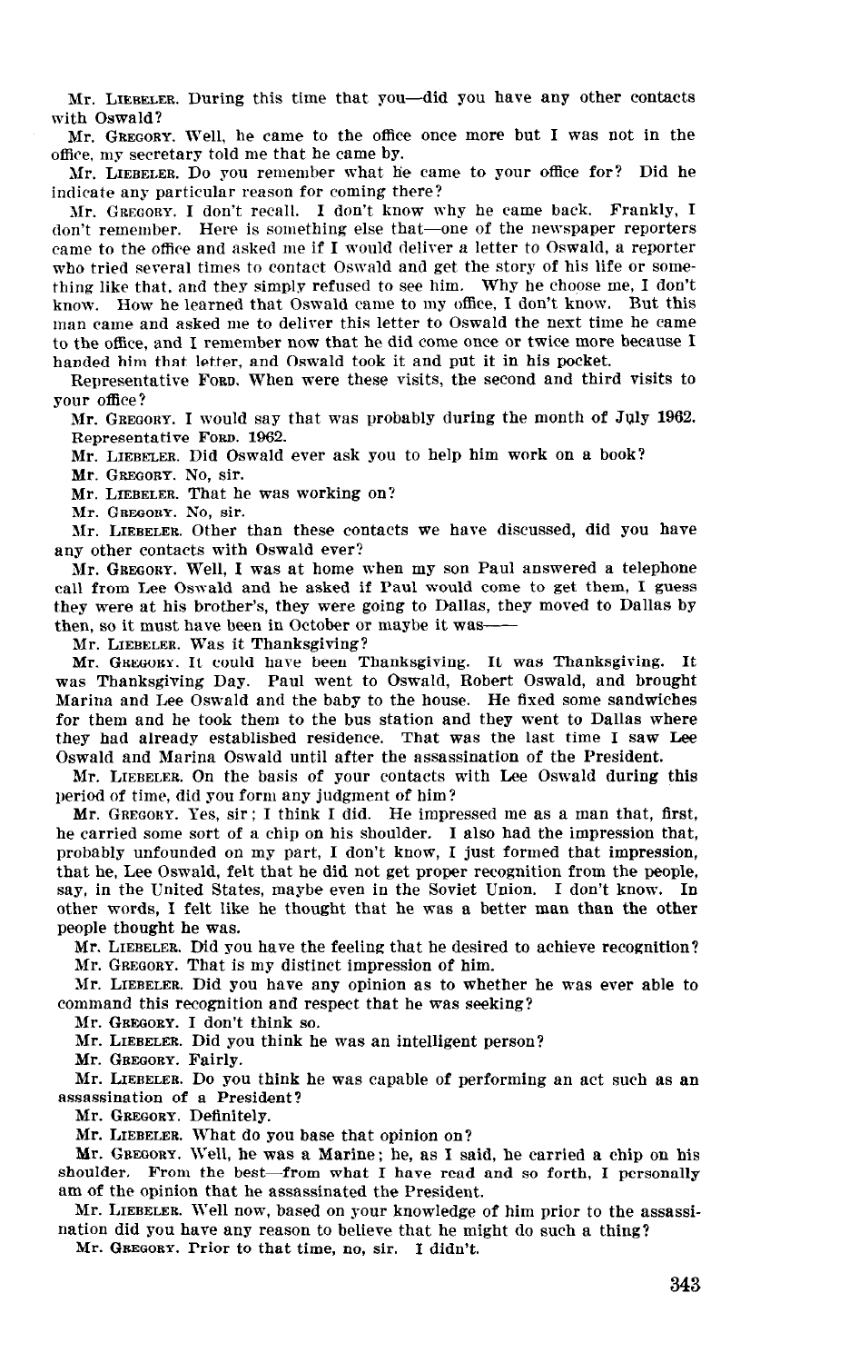Mr. LIEBELER. During this time that you—did you have any other contacts with Oswald?

Mr. GREGORY. Well, he came to the office once more but I was not in the office, my secretary told me that he came by.

Mr. LIEBELER. Do you remember what he came to your office for? Did he indicate any particular reason for coming there?

Mr. GREGORY. I don't recall. I don't know why he came back. Frankly, I don't remember. Here is something else that—one of the newspaper reporters came to the office and asked me if I would deliver a letter to Oswald, a reporter who tried several times to contact Oswald and get the story of his life or something like that, and they simply refused to see him. Why he choose me, I don't know. How he learned that Oswald came to my office, I don't know. But this man came and asked me to deliver this letter to Oswald the next time he came to the office, and I remember now that he did come once or twice more because I handed him that letter, and Oswald took it and put it in his pocket.

Representative FORD. When were these visits, the second and third visits to your office?

Mr. GREGORY. I would say that was probably during the month of July 1962.

Representative FORD. 1962.

Mr. LIEBELER. Did Oswald ever ask you to help him work on a book?

Mr. GREGORY. No, sir.

Mr. LIEBELER. That he was working on?

Mr. GREGORY. No, sir.

Mr. LIEBELER. Other than these contacts we have discussed, did you have any other contacts with Oswald ever?

Mr. GREGORY. Well, I was at home when my son Paul answered a telephone call from Lee Oswald and he asked if Paul would come to get them, I guess they were at his brother's, they were going to Dallas, they moved to Dallas by then, so it must have been in October or maybe it was——

Mr. LIEBELER. Was it Thanksgiving?

Mr. GREGORY. It could have been Thanksgiving. It was Thanksgiving. It was Thanksgiving Day. Paul went to Oswald, Robert Oswald, and brought Marina and Lee Oswald and the baby to the house. He fixed some sandwiches for them and he took them to the bus station and they went to Dallas where they had already established residence. That was the last time I saw Lee Oswald and Marina Oswald until after the assassination of the President.

Mr. LIEBELER. On the basis of your contacts with Lee Oswald during this period of time, did you form any judgment of him?

Mr. GREGORY. Yes, sir; I think I did. He impressed me as a man that, first, he carried some sort of a chip on his shoulder. I also had the impression that, probably unfounded on my part, I don't know, I just formed that impression, that he, Lee Oswald, felt that he did not get proper recognition from the people, say, in the United States, maybe even in the Soviet Union. I don't know. In other words, I felt like he thought that he was a better man than the other people thought he was.

Mr. LIEBELER. Did you have the feeling that he desired to achieve recognition?

Mr. GREGORY. That is my distinct impression of him.

Mr. LIEBELER. Did you have any opinion as to whether he was ever able to command this recognition and respect that he was seeking?

Mr. GREGORY. I don't think so.

Mr. LIEBELER. Did you think he was an intelligent person?

Mr. GREGORY. Fairly.

Mr. LIEBELER. Do you think he was capable of performing an act such as an assassination of a President?

Mr. GREGORY. Definitely.

Mr. LIEBELER. What do you base that opinion on?

Mr. GREGORY. Well, he was a Marine; he, as I said, he carried a chip on his shoulder. From the best—from what I have read and so forth, I personally am of the opinion that he assassinated the President.

Mr. LIEBELER. Well now, based on your knowledge of him prior to the assassination did you have any reason to believe that he might do such a thing?

Mr. GREGORY. Prior to that time, no, sir. I didn't.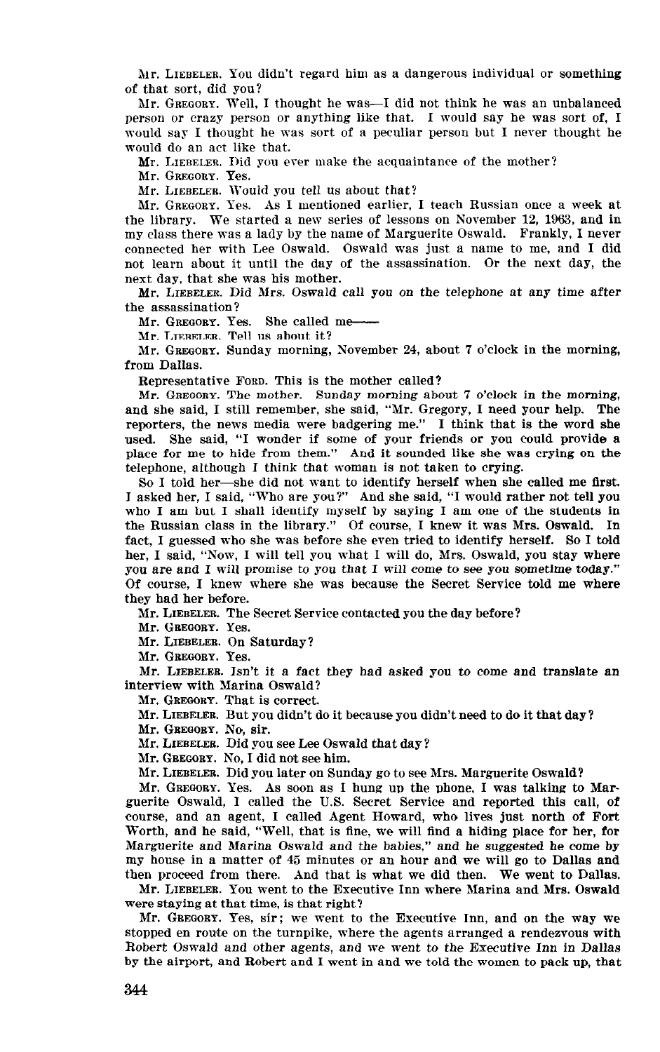Mr. LIEBELER. You didn't regard him as a dangerous individual or something of that sort, did you?

Mr. GREGORY. Well, I thought he was—I did not think he was an unbalanced person or crazy person or anything like that. I would say he was sort of, I would say I thought he was sort of a peculiar person but I never thought he would do an act like that.

Mr. LIEBELER. Did you ever make the acquaintance of the mother?

Mr. GREGORY. Yes.

Mr. LIEBELER. Would you tell us about that?

Mr. GREGORY. Yes. As I mentioned earlier, I teach Russian once a week at the library. We started a new series of lessons on November 12, 1963, and in my class there was a lady by the name of Marguerite Oswald. Frankly, I never connected her with Lee Oswald. Oswald was just a name to me, and I did not learn about it until the day of the assassination. Or the next day, the next day, that she was his mother.

Mr. LIEBELER. Did Mrs. Oswald call you on the telephone at any time after the assassination?

Mr. GREGORY. Yes. She called me——

Mr. LIEBELER. Tell us about it?

Mr. GREGORY. Sunday morning, November 24, about 7 o'clock in the morning, from Dallas.

Representative FORD. This is the mother called?

Mr. GREGORY. The mother. Sunday morning about 7 o'clock in the morning, and she said, I still remember, she said, "Mr. Gregory, I need your help. The reporters, the news media were badgering me." I think that is the word she used. She said, "I wonder if some of your friends or you could provide a place for me to hide from them." And it sounded like she was crying on the telephone, although I think that woman is not taken to crying.

So I told her—she did not want to identify herself when she called me first. I asked her, I said, "Who are you?" And she said, "I would rather not tell you who I am but I shall identify myself by saying I am one of the students in the Russian class in the library." Of course, I knew it was Mrs. Oswald. In fact, I guessed who she was before she even tried to identify herself. So I told her, I said, "Now, I will tell you what I will do, Mrs. Oswald, you stay where you are and I will promise to you that I will come to see you sometime today." Of course, I knew where she was because the Secret Service told me where they had her before.

Mr. LIEBELER. The Secret Service contacted you the day before?

Mr. GREGORY. Yes.

Mr. LIEBELER. On Saturday?

Mr. GREGORY. Yes.

Mr. LIEBELER. Isn't it a fact they had asked you to come and translate an interview with Marina Oswald?

Mr. GREGORY. That is correct.

Mr. LIEBELER. But you didn't do it because you didn't need to do it that day?

Mr. GREGORY. No, sir.

Mr. LIEBELER. Did you see Lee Oswald that day?

Mr. GREGORY. No, I did not see him.

Mr. LIEBELER. Did you later on Sunday go to see Mrs. Marguerite Oswald?

Mr. GREGORY. Yes. As soon as I hung up the phone, I was talking to Marguerite Oswald, I called the U.S. Secret Service and reported this call, of course, and an agent, I called Agent Howard, who lives just north of Fort Worth, and he said, "Well, that is fine, we will find a hiding place for her, for Marguerite and Marina Oswald and the babies," and he suggested he come by my house in a matter of 45 minutes or an hour and we will go to Dallas and then proceed from there. And that is what we did then. We went to Dallas.

Mr. LIEBELER. You went to the Executive Inn where Marina and Mrs. Oswald were staying at that time, is that right?

Mr. GREGORY. Yes, sir; we went to the Executive Inn, and on the way we stopped en route on the turnpike, where the agents arranged a rendezvous with Robert Oswald and other agents, and we went to the Executive Inn in Dallas by the airport, and Robert and I went in and we told the women to pack up, that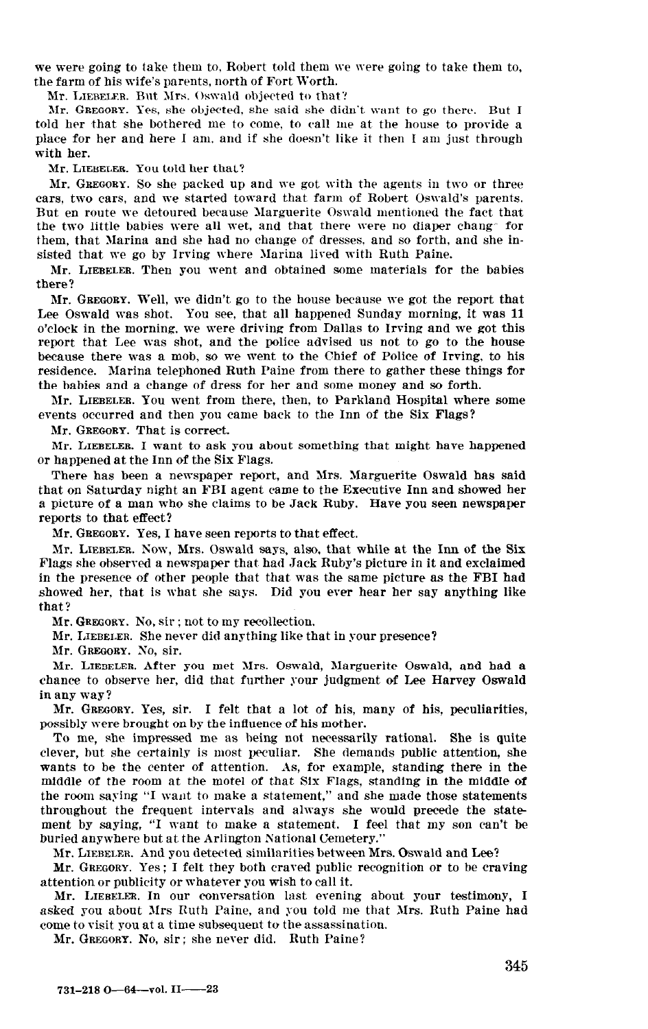we were going to take them to, Robert told them we were going to take them to, the farm of his wife's parents, north of Fort Worth.

Mr. LIEBELER. But Mrs. Oswald objected to that?

Mr. GREGORY. Yes, she objected, she said she didn't want to go there. But I told her that she bothered me to come, to call me at the house to provide a place for her and here I am, and if she doesn't like it then I am just through with her.

Mr. LIEBELER. You told her that?

Mr. GREGORY. So she packed up and we got with the agents in two or three cars, two cars, and we started toward that farm of Robert Oswald's parents. But en route we detoured because Marguerite Oswald mentioned the fact that the two little babies were all wet, and that there were no diaper chang for them, that Marina and she had no change of dresses, and so forth, and she insisted that we go by Irving where Marina lived with Ruth Paine.

Mr. LIEBELER. Then you went and obtained some materials for the babies there?

Mr. GREGORY. Well, we didn't go to the house because we got the report that Lee Oswald was shot. You see, that all happened Sunday morning, it was 11 o'clock in the morning, we were driving from Dallas to Irving and we got this report that Lee was shot, and the police advised us not to go to the house because there was a mob, so we went to the Chief of Police of Irving, to his residence. Marina telephoned Ruth Paine from there to gather these things for the babies and a change of dress for her and some money and so forth.

Mr. LIEBELER. You went from there, then, to Parkland Hospital where some events occurred and then you came back to the Inn of the Six Flags?

Mr. GREGORY. That is correct.

Mr. LIEBELER. I want to ask you about something that might have happened or happened at the Inn of the Six Flags.

There has been a newspaper report, and Mrs. Marguerite Oswald has said that on Saturday night an FBI agent came to the Executive Inn and showed her a picture of a man who she claims to be Jack Ruby. Have you seen newspaper reports to that effect?

Mr. GREGORY. Yes, I have seen reports to that effect.

Mr. LIEBELER. Now, Mrs. Oswald says, also, that while at the Inn of the Six Flags she observed a newspaper that had Jack Ruby's picture in it and exclaimed in the presence of other people that that was the same picture as the FBI had showed her, that is what she says. Did you ever hear her say anything like that?

Mr. GREGORY. No, sir; not to my recollection.

Mr. LIEBELER. She never did anything like that in your presence?

Mr. GREGORY. No, sir.

Mr. LIEBELER. After you met Mrs. Oswald, Marguerite Oswald, and had a chance to observe her, did that further your judgment of Lee Harvey Oswald in any way?

Mr. GREGORY. Yes, sir. I felt that a lot of his, many of his, peculiarities, possibly were brought on by the influence of his mother.

To me, she impressed me as being not necessarily rational. She is quite clever, but she certainly is most peculiar. She demands public attention, she wants to be the center of attention. As, for example, standing there in the middle of the room at the motel of that Six Flags, standing in the middle of the room saying "I want to make a statement," and she made those statements throughout the frequent intervals and always she would precede the statement by saying, "I want to make a statement. I feel that my son can't be buried anywhere but at the Arlington National Cemetery."

Mr. LIEBELER. And you detected similarities between Mrs. Oswald and Lee?

Mr. GREGORY. Yes; I felt they both craved public recognition or to be craving attention or publicity or whatever you wish to call it.

Mr. LIEBELER. In our conversation last evening about your testimony, I asked you about Mrs Ruth Paine, and you told me that Mrs. Ruth Paine had come to visit you at a time subsequent to the assassination.

Mr. GREGORY. No, sir; she never did. Ruth Paine?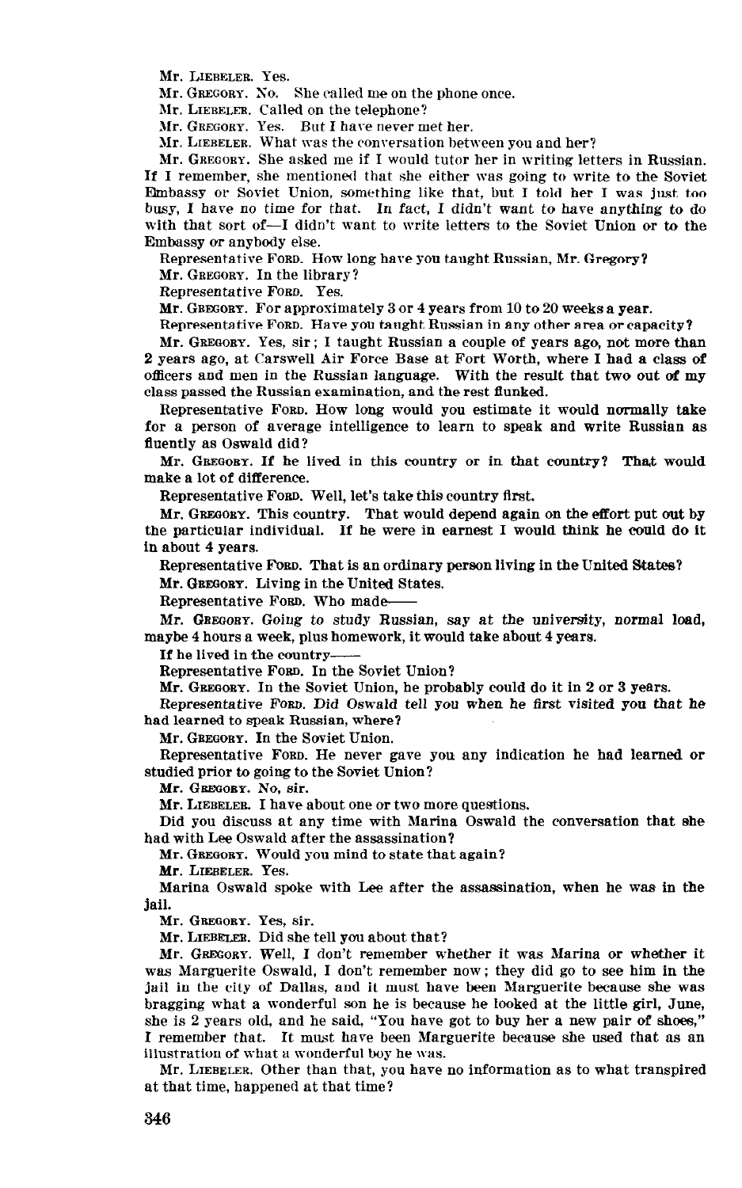Mr. LIEBELER. Yes.

Mr. GREGORY. No. She called me on the phone once.

Mr. LIEBELER. Called on the telephone?

Mr. GREGORY. Yes. But I have never met her.

Mr. LIEBELER. What was the conversation between you and her?

Mr. GREGORY. She asked me if I would tutor her in writing letters in Russian. If I remember, she mentioned that she either was going to write to the Soviet Embassy or Soviet Union, something like that, but I told her I was just too busy, I have no time for that. In fact, I didn't want to have anything to do with that sort of—I didn't want to write letters to the Soviet Union or to the Embassy or anybody else.

Representative FORD. How long have you taught Russian, Mr. Gregory?

Mr. GREGORY. In the library?

Representative FORD. Yes.

Mr. GREGORY. For approximately 3 or 4 years from 10 to 20 weeks a year.

Representative FORD. Have you taught Russian in any other area or capacity?

Mr. GREGORY. Yes, sir; I taught Russian a couple of years ago, not more than 2 years ago, at Carswell Air Force Base at Fort Worth, where I had a class of officers and men in the Russian language. With the result that two out of my class passed the Russian examination, and the rest flunked.

Representative FORD. How long would you estimate it would normally take for a person of average intelligence to learn to speak and write Russian as fluently as Oswald did?

Mr. GREGORY. If he lived in this country or in that country? That would make a lot of difference.

Representative FORD. Well, let's take this country first.

Mr. GREGORY. This country. That would depend again on the effort put out by the particular individual. If he were in earnest I would think he could do it in about 4 years.

Representative FORD. That is an ordinary person living in the United States?

Mr. GREGORY. Living in the United States.

Representative FORD. Who made——

Mr. GREGORY. Going to study Russian, say at the university, normal load, maybe 4 hours a week, plus homework, it would take about 4 years.

If he lived in the country——

Representative FORD. In the Soviet Union?

Mr. GREGORY. In the Soviet Union, he probably could do it in 2 or 3 years.

Representative FORD. Did Oswald tell you when he first visited you that he had learned to speak Russian, where?

Mr. GREGORY. In the Soviet Union.

Representative FORD. He never gave you any indication he had learned or studied prior to going to the Soviet Union?

Mr. GREGORY. No, sir.

Mr. LIEBELER. I have about one or two more questions.

Did you discuss at any time with Marina Oswald the conversation that she had with Lee Oswald after the assassination?

Mr. GREGORY. Would you mind to state that again?

Mr. LIEBELER. Yes.

Marina Oswald spoke with Lee after the assassination, when he was in the jail.

Mr. GREGORY. Yes, sir.

Mr. LIEBELER. Did she tell you about that?

Mr. GREGORY. Well, I don't remember whether it was Marina or whether it was Marguerite Oswald, I don't remember now; they did go to see him in the jail in the city of Dallas, and it must have been Marguerite because she was bragging what a wonderful son he is because he looked at the little girl, June, she is 2 years old, and he said, "You have got to buy her a new pair of shoes," I remember that. It must have been Marguerite because she used that as an illustration of what a wonderful boy he was.

Mr. LIEBELER. Other than that, you have no information as to what transpired at that time, happened at that time?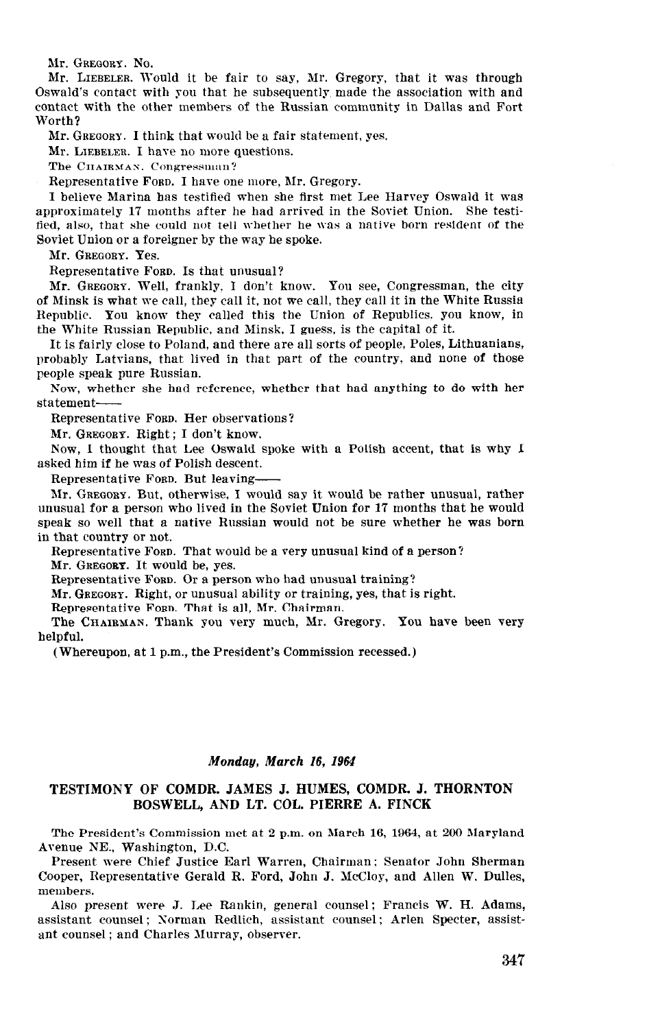Mr. GREGORY. No.

Mr. LIEBELER. Would it be fair to say, Mr. Gregory, that it was through Oswald's contact with you that he subsequently made the association with and contact with the other members of the Russian community in Dallas and Fort Worth?

Mr. GREGORY. I think that would be a fair statement, yes.

Mr. LIEBELER. I have no more questions.

The CHAIRMAN. Congressman?

Representative FORD. I have one more, Mr. Gregory.

I believe Marina has testified when she first met Lee Harvey Oswald it was approximately 17 months after he had arrived in the Soviet Union. She testified, also, that she could not tell whether he was a native born resident of the Soviet Union or a foreigner by the way he spoke.

Mr. GREGORY. Yes.

Representative FORD. Is that unusual?

Mr. GREGORY. Well, frankly, I don't know. You see, Congressman, the city of Minsk is what we call, they call it, not we call, they call it in the White Russia Republic. You know they called this the Union of Republics, you know, in the White Russian Republic, and Minsk, I guess, is the capital of it.

It is fairly close to Poland, and there are all sorts of people, Poles, Lithuanians, probably Latvians, that lived in that part of the country, and none of those people speak pure Russian.

Now, whether she had reference, whether that had anything to do with her statement——

Representative FORD. Her observations?

Mr. GREGORY. Right; I don't know.

Now, I thought that Lee Oswald spoke with a Polish accent, that is why I asked him if he was of Polish descent.

Representative FORD. But leaving——

Mr. GREGORY. But, otherwise, I would say it would be rather unusual, rather unusual for a person who lived in the Soviet Union for 17 months that he would speak so well that a native Russian would not be sure whether he was born in that country or not.

Representative FORD. That would be a very unusual kind of a person?

Mr. GREGORY. It would be, yes.

Representative FORD. Or a person who had unusual training?

Mr. GREGORY. Right, or unusual ability or training, yes, that is right.

Representative FORD. That is all, Mr. Chairman.

The CHAIRMAN. Thank you very much, Mr. Gregory. You have been very helpful.

(Whereupon, at 1 p.m., the President's Commission recessed.)

*Monday, March 16, 1964*

## TESTIMONY OF COMDR. JAMES J. HUMES, COMDR. J. THORNTON BOSWELL, AND LT. COL. PIERRE A. FINCK

The President's Commission met at 2 p.m. on March 16, 1964, at 200 Maryland Avenue NE., Washington, D.C.

Present were Chief Justice Earl Warren, Chairman; Senator John Sherman Cooper, Representative Gerald R. Ford, John J. McCloy, and Allen W. Dulles, members.

Also present were J. Lee Rankin, general counsel; Francis W. H. Adams, assistant counsel; Norman Redlich, assistant counsel; Arlen Specter, assistant counsel; and Charles Murray, observer.